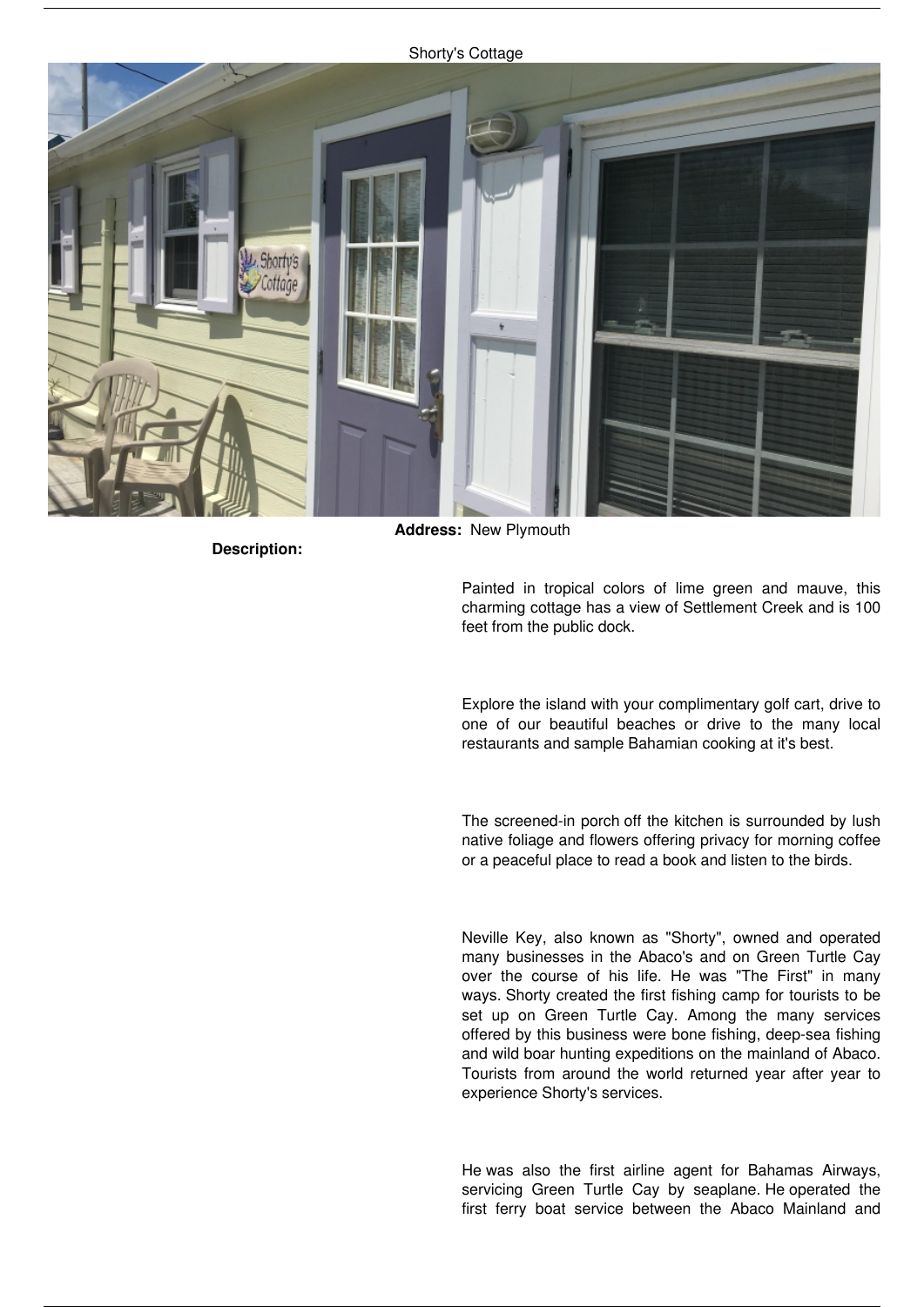# Shorty's Cottage

**Address:** New Plymouth

**Description:**

Painted in tropical colors of lime green and mauve, this charming cottage has a view of Settlement Creek and is 100 feet from the public dock.

Explore the island with your complimentary golf cart, drive to one of our beautiful beaches or drive to the many local restaurants and sample Bahamian cooking at it's best.

The screened-in porch off the kitchen is surrounded by lush native foliage and flowers offering privacy for morning coffee or a peaceful place to read a book and listen to the birds.

Neville Key, also known as "Shorty", owned and operated many businesses in the Abaco's and on Green Turtle Cay over the course of his life. He was "The First" in many ways. Shorty created the first fishing camp for tourists to be set up on Green Turtle Cay. Among the many services offered by this business were bone fishing, deep-sea fishing and wild boar hunting expeditions on the mainland of Abaco. Tourists from around the world returned year after year to experience Shorty's services.

He was also the first airline agent for Bahamas Airways, servicing Green Turtle Cay by seaplane. He operated the first ferry boat service between the Abaco Mainland and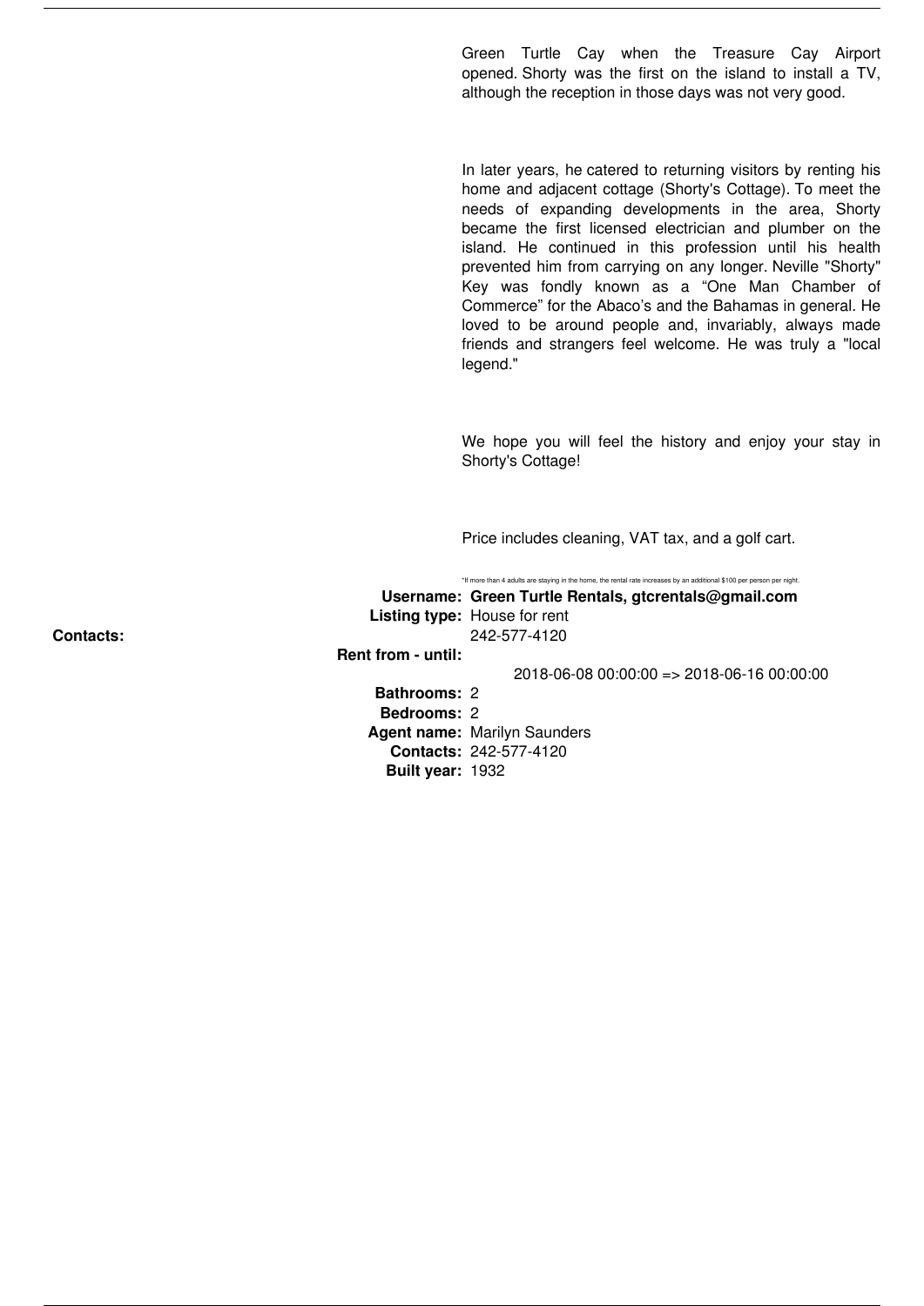Green Turtle Cay when the Treasure Cay Airport opened. Shorty was the first on the island to install a TV, although the reception in those days was not very good.

In later years, he catered to returning visitors by renting his home and adjacent cottage (Shorty's Cottage). To meet the needs of expanding developments in the area, Shorty became the first licensed electrician and plumber on the island. He continued in this profession until his health prevented him from carrying on any longer. Neville "Shorty" Key was fondly known as a "One Man Chamber of Commerce" for the Abaco's and the Bahamas in general. He loved to be around people and, invariably, always made friends and strangers feel welcome. He was truly a "local legend."

We hope you will feel the history and enjoy your stay in Shorty's Cottage!

Price includes cleaning, VAT tax, and a golf cart.

*If more than 4 adults are staying in the home, the rental rate increases by an additional $100 per person per night.

**Username:** **Green Turtle Rentals, gtcrentals@gmail.com**
**Listing type:** House for rent
**Contacts:** 242-577-4120
**Rent from - until:** 2018-06-08 00:00:00 => 2018-06-16 00:00:00
**Bathrooms:** 2
**Bedrooms:** 2
**Agent name:** Marilyn Saunders
**Contacts:** 242-577-4120
**Built year:** 1932